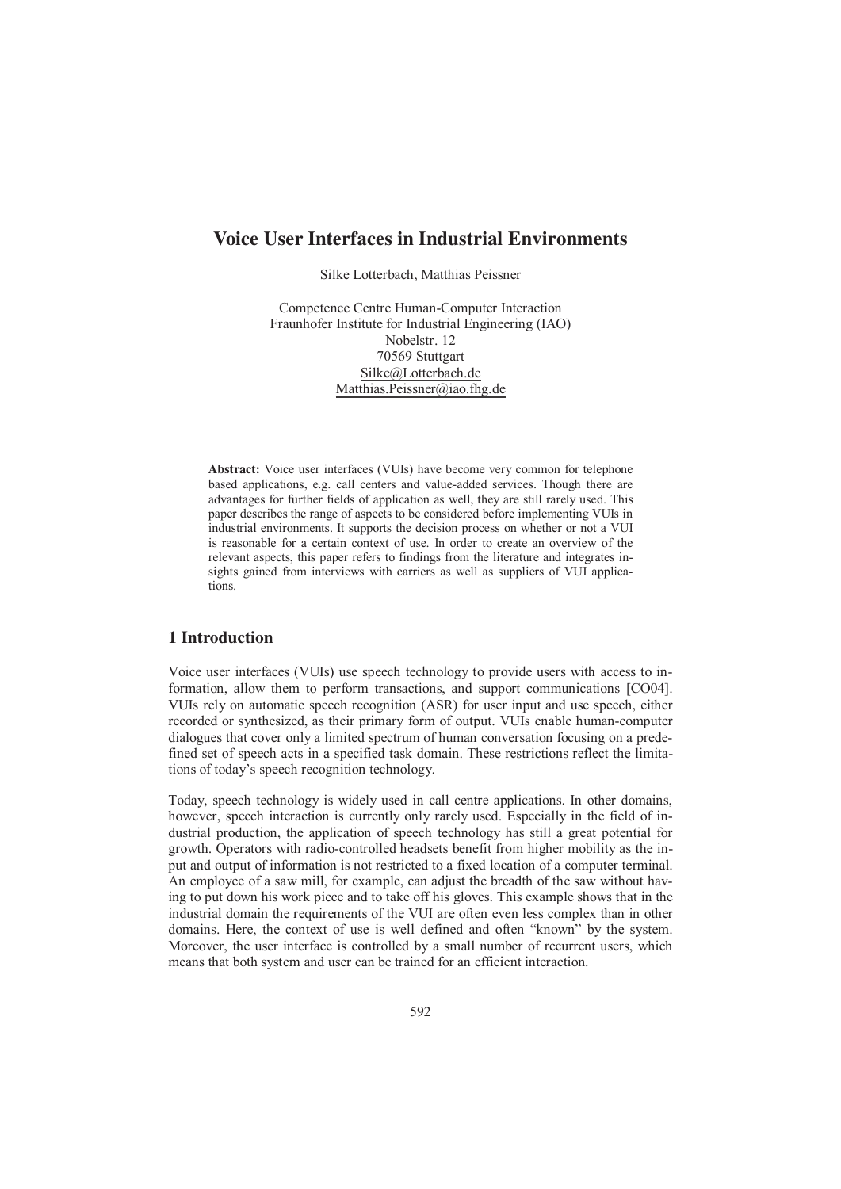# Voice User Interfaces in Industrial Environments

Silke Lotterbach, Matthias Peissner

Competence Centre Human-Computer Interaction
Fraunhofer Institute for Industrial Engineering (IAO)
Nobelstr. 12
70569 Stuttgart
Silke@Lotterbach.de
Matthias.Peissner@iao.fhg.de

**Abstract:** Voice user interfaces (VUIs) have become very common for telephone based applications, e.g. call centers and value-added services. Though there are advantages for further fields of application as well, they are still rarely used. This paper describes the range of aspects to be considered before implementing VUIs in industrial environments. It supports the decision process on whether or not a VUI is reasonable for a certain context of use. In order to create an overview of the relevant aspects, this paper refers to findings from the literature and integrates insights gained from interviews with carriers as well as suppliers of VUI applications.

## 1 Introduction

Voice user interfaces (VUIs) use speech technology to provide users with access to information, allow them to perform transactions, and support communications [CO04]. VUIs rely on automatic speech recognition (ASR) for user input and use speech, either recorded or synthesized, as their primary form of output. VUIs enable human-computer dialogues that cover only a limited spectrum of human conversation focusing on a predefined set of speech acts in a specified task domain. These restrictions reflect the limitations of today's speech recognition technology.

Today, speech technology is widely used in call centre applications. In other domains, however, speech interaction is currently only rarely used. Especially in the field of industrial production, the application of speech technology has still a great potential for growth. Operators with radio-controlled headsets benefit from higher mobility as the input and output of information is not restricted to a fixed location of a computer terminal. An employee of a saw mill, for example, can adjust the breadth of the saw without having to put down his work piece and to take off his gloves. This example shows that in the industrial domain the requirements of the VUI are often even less complex than in other domains. Here, the context of use is well defined and often "known" by the system. Moreover, the user interface is controlled by a small number of recurrent users, which means that both system and user can be trained for an efficient interaction.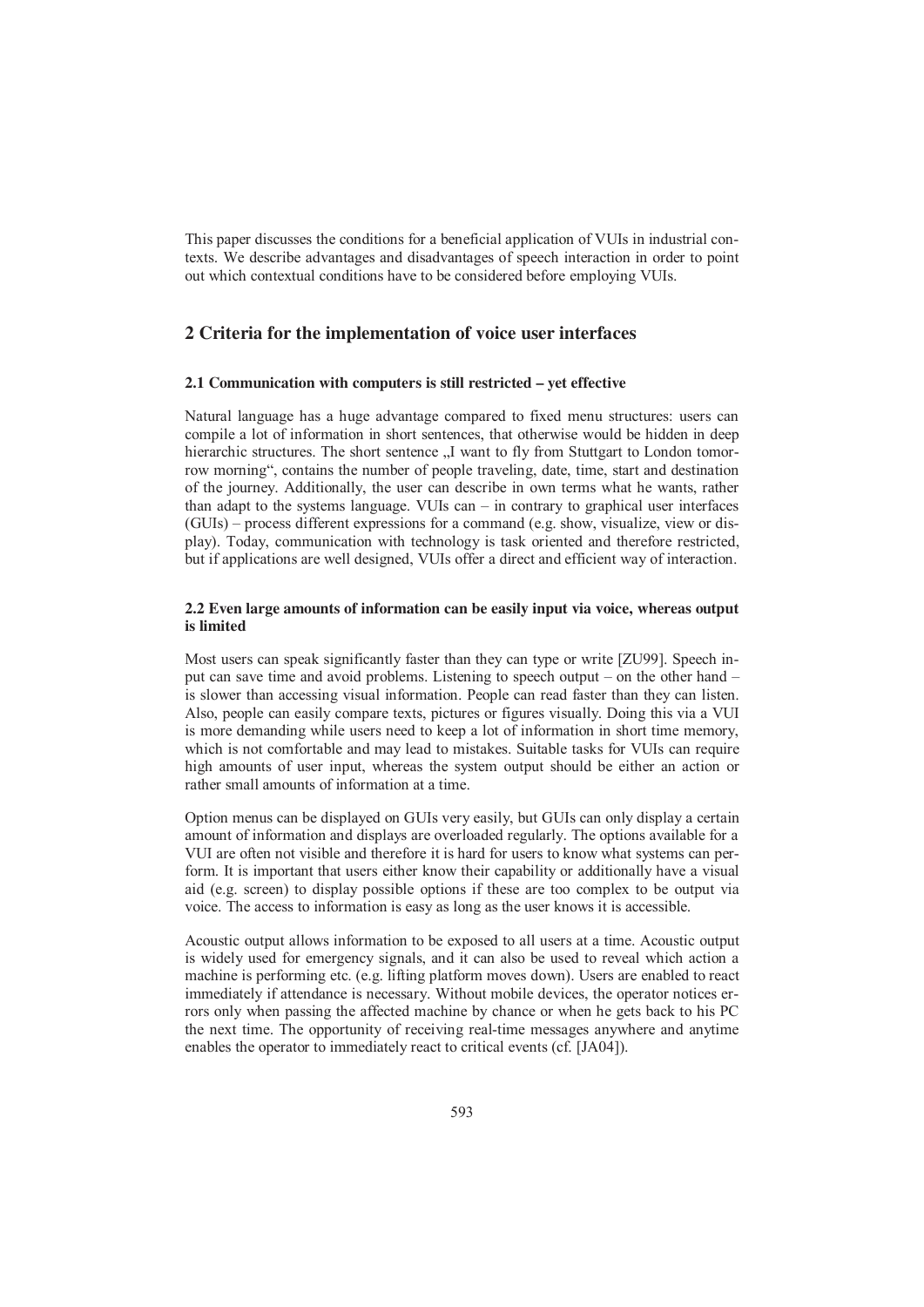This paper discusses the conditions for a beneficial application of VUIs in industrial contexts. We describe advantages and disadvantages of speech interaction in order to point out which contextual conditions have to be considered before employing VUIs.

## 2 Criteria for the implementation of voice user interfaces

### 2.1 Communication with computers is still restricted – yet effective

Natural language has a huge advantage compared to fixed menu structures: users can compile a lot of information in short sentences, that otherwise would be hidden in deep hierarchic structures. The short sentence „I want to fly from Stuttgart to London tomorrow morning", contains the number of people traveling, date, time, start and destination of the journey. Additionally, the user can describe in own terms what he wants, rather than adapt to the systems language. VUIs can – in contrary to graphical user interfaces (GUIs) – process different expressions for a command (e.g. show, visualize, view or display). Today, communication with technology is task oriented and therefore restricted, but if applications are well designed, VUIs offer a direct and efficient way of interaction.

### 2.2 Even large amounts of information can be easily input via voice, whereas output is limited

Most users can speak significantly faster than they can type or write [ZU99]. Speech input can save time and avoid problems. Listening to speech output – on the other hand – is slower than accessing visual information. People can read faster than they can listen. Also, people can easily compare texts, pictures or figures visually. Doing this via a VUI is more demanding while users need to keep a lot of information in short time memory, which is not comfortable and may lead to mistakes. Suitable tasks for VUIs can require high amounts of user input, whereas the system output should be either an action or rather small amounts of information at a time.

Option menus can be displayed on GUIs very easily, but GUIs can only display a certain amount of information and displays are overloaded regularly. The options available for a VUI are often not visible and therefore it is hard for users to know what systems can perform. It is important that users either know their capability or additionally have a visual aid (e.g. screen) to display possible options if these are too complex to be output via voice. The access to information is easy as long as the user knows it is accessible.

Acoustic output allows information to be exposed to all users at a time. Acoustic output is widely used for emergency signals, and it can also be used to reveal which action a machine is performing etc. (e.g. lifting platform moves down). Users are enabled to react immediately if attendance is necessary. Without mobile devices, the operator notices errors only when passing the affected machine by chance or when he gets back to his PC the next time. The opportunity of receiving real-time messages anywhere and anytime enables the operator to immediately react to critical events (cf. [JA04]).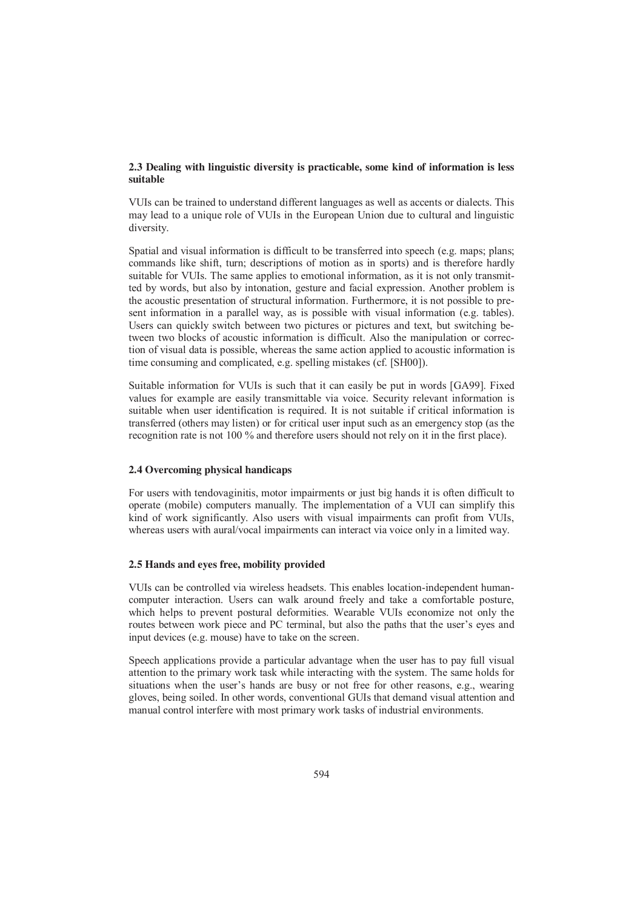### 2.3 Dealing with linguistic diversity is practicable, some kind of information is less suitable

VUIs can be trained to understand different languages as well as accents or dialects. This may lead to a unique role of VUIs in the European Union due to cultural and linguistic diversity.

Spatial and visual information is difficult to be transferred into speech (e.g. maps; plans; commands like shift, turn; descriptions of motion as in sports) and is therefore hardly suitable for VUIs. The same applies to emotional information, as it is not only transmitted by words, but also by intonation, gesture and facial expression. Another problem is the acoustic presentation of structural information. Furthermore, it is not possible to present information in a parallel way, as is possible with visual information (e.g. tables). Users can quickly switch between two pictures or pictures and text, but switching between two blocks of acoustic information is difficult. Also the manipulation or correction of visual data is possible, whereas the same action applied to acoustic information is time consuming and complicated, e.g. spelling mistakes (cf. [SH00]).

Suitable information for VUIs is such that it can easily be put in words [GA99]. Fixed values for example are easily transmittable via voice. Security relevant information is suitable when user identification is required. It is not suitable if critical information is transferred (others may listen) or for critical user input such as an emergency stop (as the recognition rate is not 100 % and therefore users should not rely on it in the first place).

### 2.4 Overcoming physical handicaps

For users with tendovaginitis, motor impairments or just big hands it is often difficult to operate (mobile) computers manually. The implementation of a VUI can simplify this kind of work significantly. Also users with visual impairments can profit from VUIs, whereas users with aural/vocal impairments can interact via voice only in a limited way.

### 2.5 Hands and eyes free, mobility provided

VUIs can be controlled via wireless headsets. This enables location-independent human-computer interaction. Users can walk around freely and take a comfortable posture, which helps to prevent postural deformities. Wearable VUIs economize not only the routes between work piece and PC terminal, but also the paths that the user's eyes and input devices (e.g. mouse) have to take on the screen.

Speech applications provide a particular advantage when the user has to pay full visual attention to the primary work task while interacting with the system. The same holds for situations when the user's hands are busy or not free for other reasons, e.g., wearing gloves, being soiled. In other words, conventional GUIs that demand visual attention and manual control interfere with most primary work tasks of industrial environments.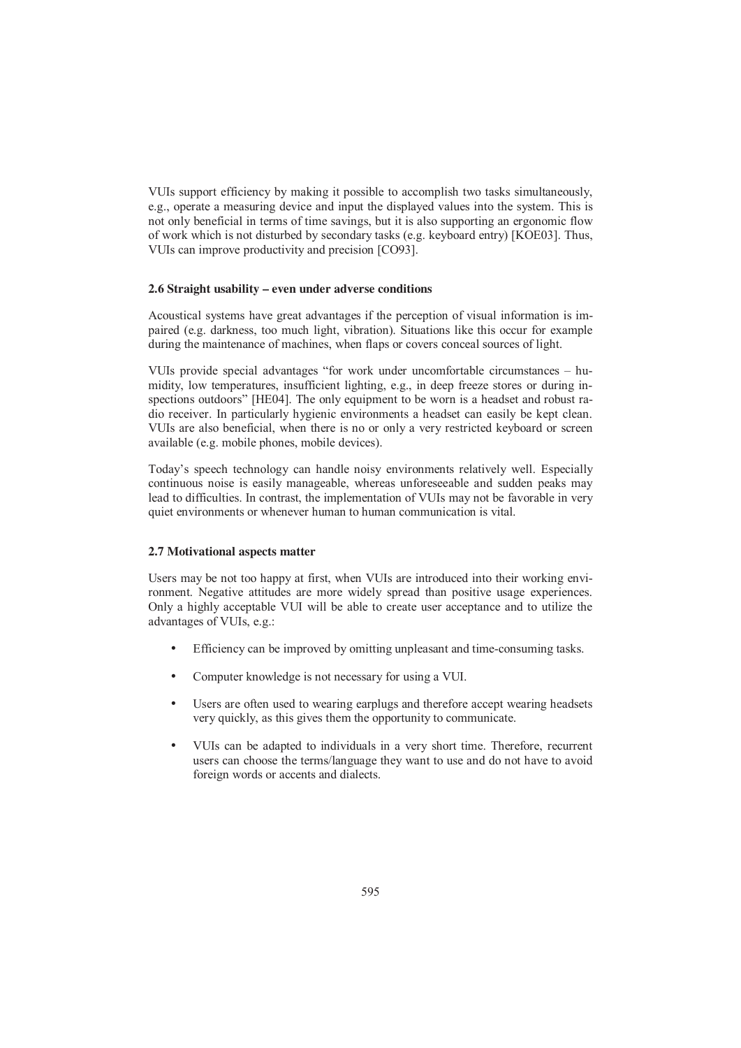VUIs support efficiency by making it possible to accomplish two tasks simultaneously, e.g., operate a measuring device and input the displayed values into the system. This is not only beneficial in terms of time savings, but it is also supporting an ergonomic flow of work which is not disturbed by secondary tasks (e.g. keyboard entry) [KOE03]. Thus, VUIs can improve productivity and precision [CO93].

### 2.6 Straight usability – even under adverse conditions

Acoustical systems have great advantages if the perception of visual information is impaired (e.g. darkness, too much light, vibration). Situations like this occur for example during the maintenance of machines, when flaps or covers conceal sources of light.

VUIs provide special advantages "for work under uncomfortable circumstances – humidity, low temperatures, insufficient lighting, e.g., in deep freeze stores or during inspections outdoors" [HE04]. The only equipment to be worn is a headset and robust radio receiver. In particularly hygienic environments a headset can easily be kept clean. VUIs are also beneficial, when there is no or only a very restricted keyboard or screen available (e.g. mobile phones, mobile devices).

Today's speech technology can handle noisy environments relatively well. Especially continuous noise is easily manageable, whereas unforeseeable and sudden peaks may lead to difficulties. In contrast, the implementation of VUIs may not be favorable in very quiet environments or whenever human to human communication is vital.

### 2.7 Motivational aspects matter

Users may be not too happy at first, when VUIs are introduced into their working environment. Negative attitudes are more widely spread than positive usage experiences. Only a highly acceptable VUI will be able to create user acceptance and to utilize the advantages of VUIs, e.g.:

- Efficiency can be improved by omitting unpleasant and time-consuming tasks.
- Computer knowledge is not necessary for using a VUI.
- Users are often used to wearing earplugs and therefore accept wearing headsets very quickly, as this gives them the opportunity to communicate.
- VUIs can be adapted to individuals in a very short time. Therefore, recurrent users can choose the terms/language they want to use and do not have to avoid foreign words or accents and dialects.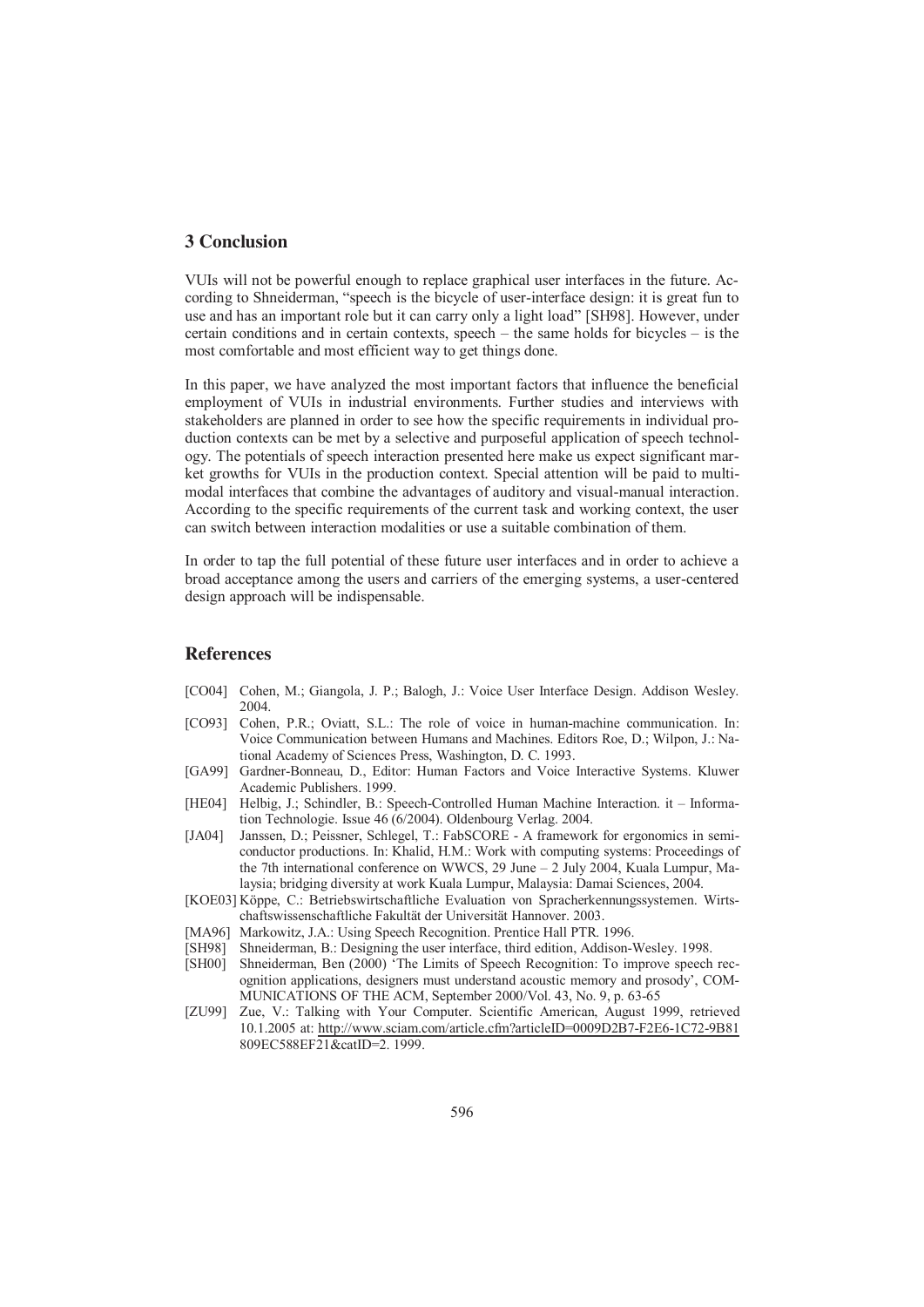## 3 Conclusion

VUIs will not be powerful enough to replace graphical user interfaces in the future. According to Shneiderman, "speech is the bicycle of user-interface design: it is great fun to use and has an important role but it can carry only a light load" [SH98]. However, under certain conditions and in certain contexts, speech – the same holds for bicycles – is the most comfortable and most efficient way to get things done.

In this paper, we have analyzed the most important factors that influence the beneficial employment of VUIs in industrial environments. Further studies and interviews with stakeholders are planned in order to see how the specific requirements in individual production contexts can be met by a selective and purposeful application of speech technology. The potentials of speech interaction presented here make us expect significant market growths for VUIs in the production context. Special attention will be paid to multimodal interfaces that combine the advantages of auditory and visual-manual interaction. According to the specific requirements of the current task and working context, the user can switch between interaction modalities or use a suitable combination of them.

In order to tap the full potential of these future user interfaces and in order to achieve a broad acceptance among the users and carriers of the emerging systems, a user-centered design approach will be indispensable.

## References

- [CO04] Cohen, M.; Giangola, J. P.; Balogh, J.: Voice User Interface Design. Addison Wesley. 2004.
- [CO93] Cohen, P.R.; Oviatt, S.L.: The role of voice in human-machine communication. In: Voice Communication between Humans and Machines. Editors Roe, D.; Wilpon, J.: National Academy of Sciences Press, Washington, D. C. 1993.
- [GA99] Gardner-Bonneau, D., Editor: Human Factors and Voice Interactive Systems. Kluwer Academic Publishers. 1999.
- [HE04] Helbig, J.; Schindler, B.: Speech-Controlled Human Machine Interaction. it – Information Technologie. Issue 46 (6/2004). Oldenbourg Verlag. 2004.
- [JA04] Janssen, D.; Peissner, Schlegel, T.: FabSCORE - A framework for ergonomics in semiconductor productions. In: Khalid, H.M.: Work with computing systems: Proceedings of the 7th international conference on WWCS, 29 June – 2 July 2004, Kuala Lumpur, Malaysia; bridging diversity at work Kuala Lumpur, Malaysia: Damai Sciences, 2004.
- [KOE03] Köppe, C.: Betriebswirtschaftliche Evaluation von Spracherkennungssystemen. Wirtschaftswissenschaftliche Fakultät der Universität Hannover. 2003.
- [MA96] Markowitz, J.A.: Using Speech Recognition. Prentice Hall PTR. 1996.
- [SH98] Shneiderman, B.: Designing the user interface, third edition, Addison-Wesley. 1998.
- [SH00] Shneiderman, Ben (2000) 'The Limits of Speech Recognition: To improve speech recognition applications, designers must understand acoustic memory and prosody', COMMUNICATIONS OF THE ACM, September 2000/Vol. 43, No. 9, p. 63-65
- [ZU99] Zue, V.: Talking with Your Computer. Scientific American, August 1999, retrieved 10.1.2005 at: http://www.sciam.com/article.cfm?articleID=0009D2B7-F2E6-1C72-9B81809EC588EF21&catID=2. 1999.